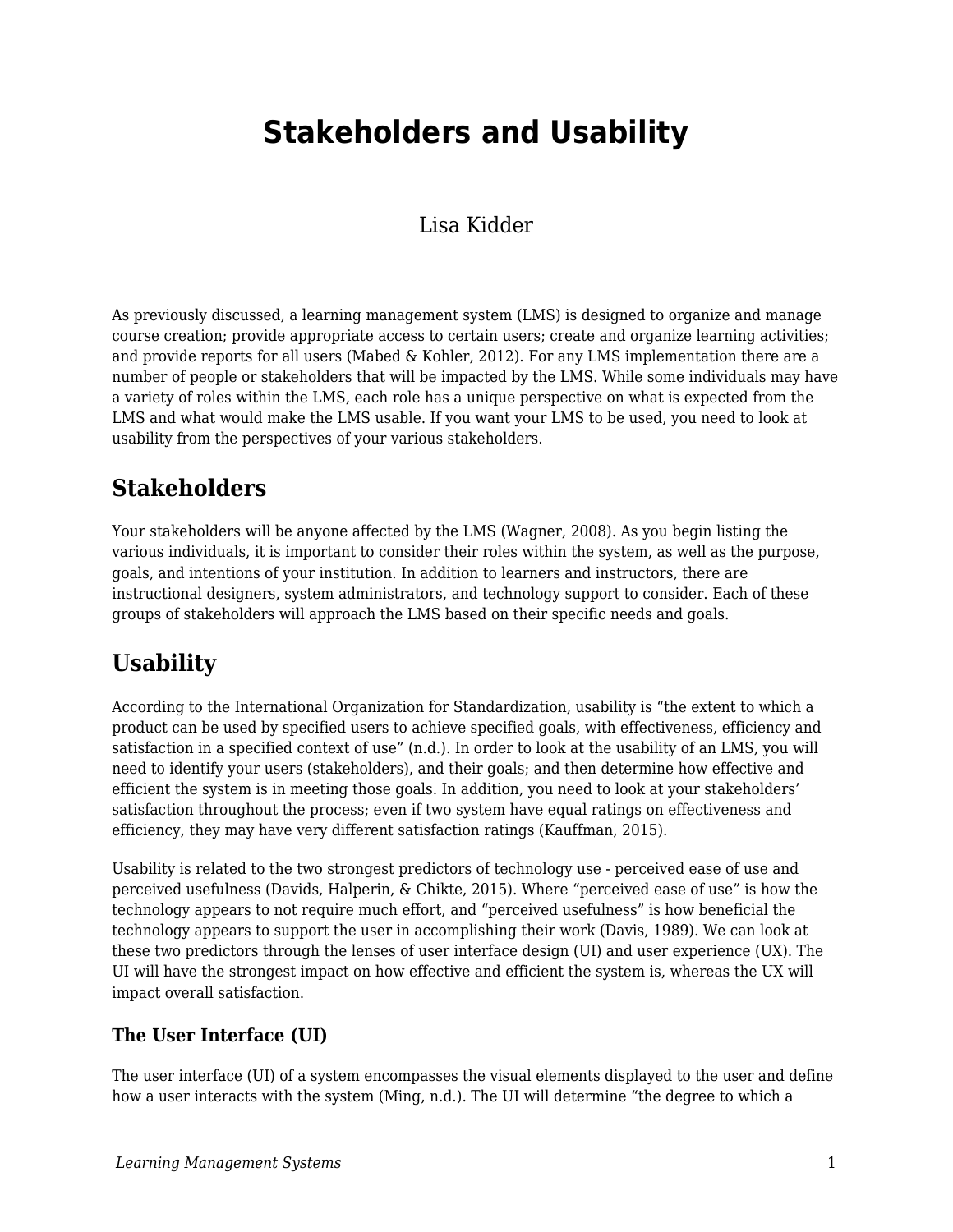# Stakeholders and Usability

Lisa Kidder

As previously discussed, a learning management system (LMS) is designed to organize and manage course creation; provide appropriate access to certain users; create and organize learning activities; and provide reports for all users (Mabed & Kohler, 2012). For any LMS implementation there are a number of people or stakeholders that will be impacted by the LMS. While some individuals may have a variety of roles within the LMS, each role has a unique perspective on what is expected from the LMS and what would make the LMS usable. If you want your LMS to be used, you need to look at usability from the perspectives of your various stakeholders.

## Stakeholders

Your stakeholders will be anyone affected by the LMS (Wagner, 2008). As you begin listing the various individuals, it is important to consider their roles within the system, as well as the purpose, goals, and intentions of your institution. In addition to learners and instructors, there are instructional designers, system administrators, and technology support to consider. Each of these groups of stakeholders will approach the LMS based on their specific needs and goals.

## Usability

According to the International Organization for Standardization, usability is "the extent to which a product can be used by specified users to achieve specified goals, with effectiveness, efficiency and satisfaction in a specified context of use" (n.d.). In order to look at the usability of an LMS, you will need to identify your users (stakeholders), and their goals; and then determine how effective and efficient the system is in meeting those goals. In addition, you need to look at your stakeholders' satisfaction throughout the process; even if two system have equal ratings on effectiveness and efficiency, they may have very different satisfaction ratings (Kauffman, 2015).

Usability is related to the two strongest predictors of technology use - perceived ease of use and perceived usefulness (Davids, Halperin, & Chikte, 2015). Where "perceived ease of use" is how the technology appears to not require much effort, and "perceived usefulness" is how beneficial the technology appears to support the user in accomplishing their work (Davis, 1989). We can look at these two predictors through the lenses of user interface design (UI) and user experience (UX). The UI will have the strongest impact on how effective and efficient the system is, whereas the UX will impact overall satisfaction.

### The User Interface (UI)

The user interface (UI) of a system encompasses the visual elements displayed to the user and define how a user interacts with the system (Ming, n.d.). The UI will determine "the degree to which a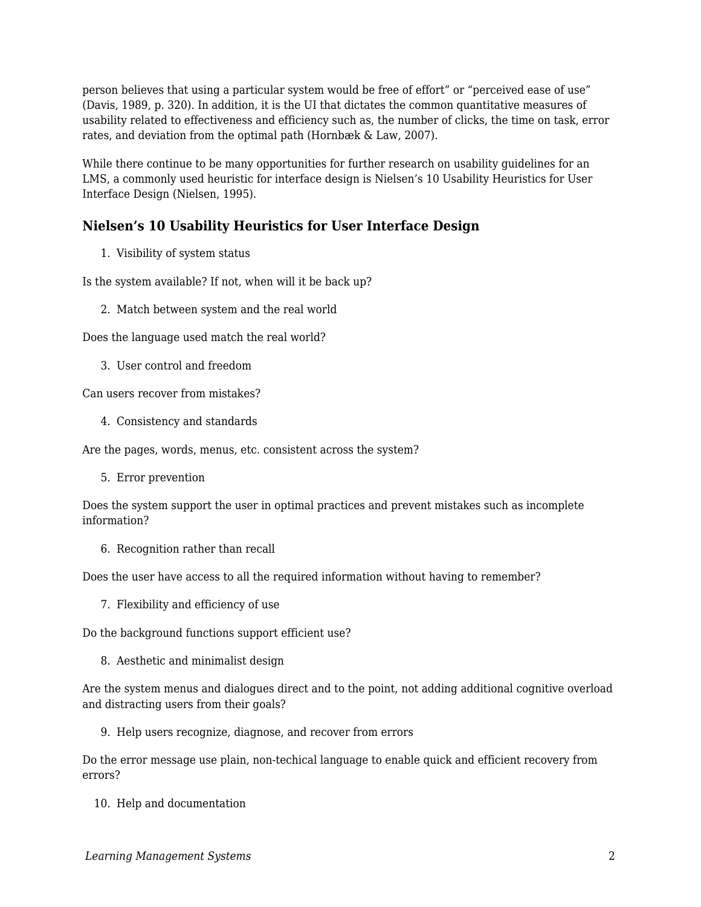person believes that using a particular system would be free of effort” or “perceived ease of use” (Davis, 1989, p. 320). In addition, it is the UI that dictates the common quantitative measures of usability related to effectiveness and efficiency such as, the number of clicks, the time on task, error rates, and deviation from the optimal path (Hornbæk & Law, 2007).

While there continue to be many opportunities for further research on usability guidelines for an LMS, a commonly used heuristic for interface design is Nielsen’s 10 Usability Heuristics for User Interface Design (Nielsen, 1995).

### Nielsen’s 10 Usability Heuristics for User Interface Design

1. Visibility of system status

Is the system available? If not, when will it be back up?

2. Match between system and the real world

Does the language used match the real world?

3. User control and freedom

Can users recover from mistakes?

4. Consistency and standards

Are the pages, words, menus, etc. consistent across the system?

5. Error prevention

Does the system support the user in optimal practices and prevent mistakes such as incomplete information?

6. Recognition rather than recall

Does the user have access to all the required information without having to remember?

7. Flexibility and efficiency of use

Do the background functions support efficient use?

8. Aesthetic and minimalist design

Are the system menus and dialogues direct and to the point, not adding additional cognitive overload and distracting users from their goals?

9. Help users recognize, diagnose, and recover from errors

Do the error message use plain, non-techical language to enable quick and efficient recovery from errors?

10. Help and documentation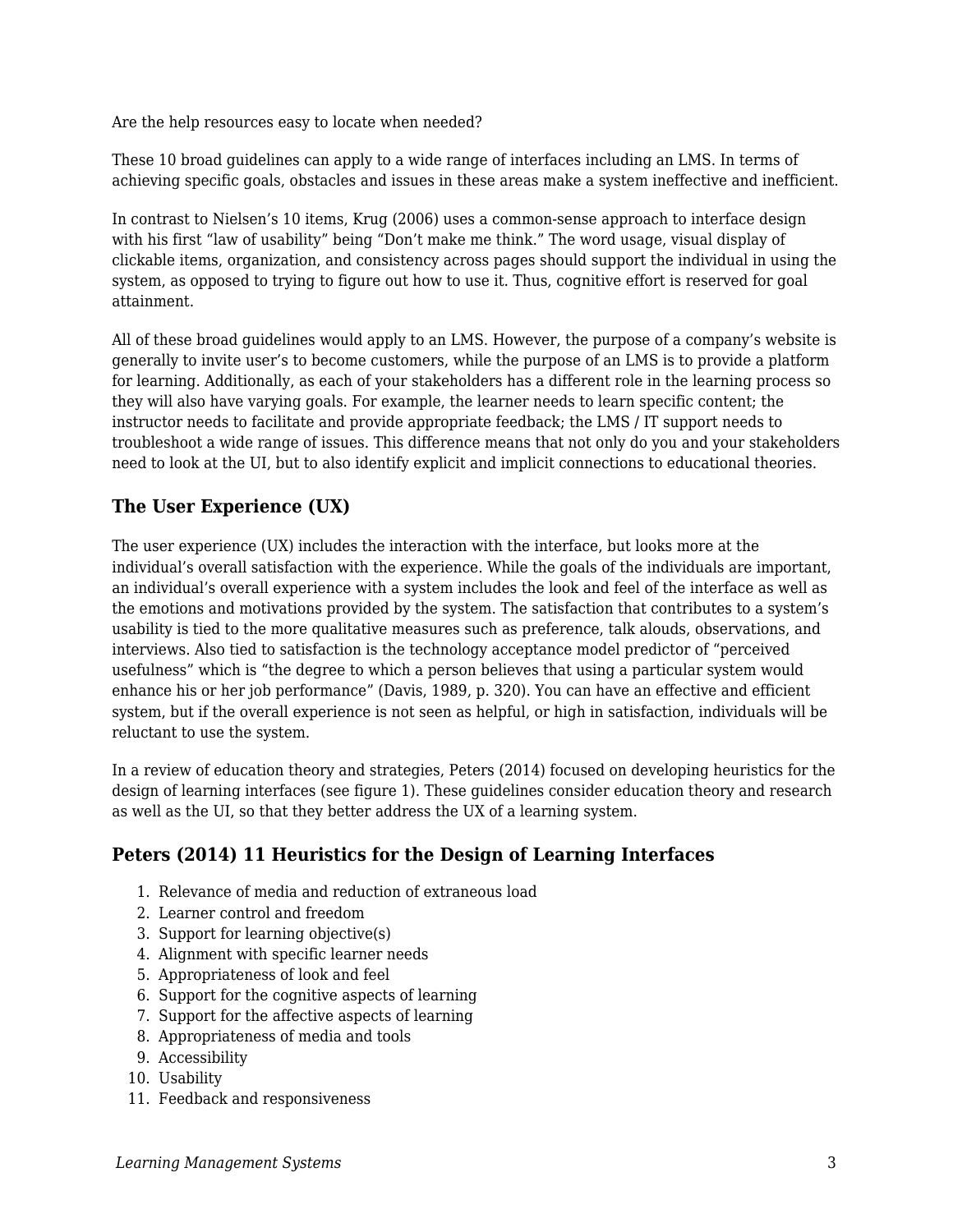Are the help resources easy to locate when needed?

These 10 broad guidelines can apply to a wide range of interfaces including an LMS. In terms of achieving specific goals, obstacles and issues in these areas make a system ineffective and inefficient.

In contrast to Nielsen's 10 items, Krug (2006) uses a common-sense approach to interface design with his first "law of usability" being "Don't make me think." The word usage, visual display of clickable items, organization, and consistency across pages should support the individual in using the system, as opposed to trying to figure out how to use it. Thus, cognitive effort is reserved for goal attainment.

All of these broad guidelines would apply to an LMS. However, the purpose of a company's website is generally to invite user's to become customers, while the purpose of an LMS is to provide a platform for learning. Additionally, as each of your stakeholders has a different role in the learning process so they will also have varying goals. For example, the learner needs to learn specific content; the instructor needs to facilitate and provide appropriate feedback; the LMS / IT support needs to troubleshoot a wide range of issues. This difference means that not only do you and your stakeholders need to look at the UI, but to also identify explicit and implicit connections to educational theories.

## The User Experience (UX)

The user experience (UX) includes the interaction with the interface, but looks more at the individual's overall satisfaction with the experience. While the goals of the individuals are important, an individual's overall experience with a system includes the look and feel of the interface as well as the emotions and motivations provided by the system. The satisfaction that contributes to a system's usability is tied to the more qualitative measures such as preference, talk alouds, observations, and interviews. Also tied to satisfaction is the technology acceptance model predictor of "perceived usefulness" which is "the degree to which a person believes that using a particular system would enhance his or her job performance" (Davis, 1989, p. 320). You can have an effective and efficient system, but if the overall experience is not seen as helpful, or high in satisfaction, individuals will be reluctant to use the system.

In a review of education theory and strategies, Peters (2014) focused on developing heuristics for the design of learning interfaces (see figure 1). These guidelines consider education theory and research as well as the UI, so that they better address the UX of a learning system.

## Peters (2014) 11 Heuristics for the Design of Learning Interfaces

1. Relevance of media and reduction of extraneous load
2. Learner control and freedom
3. Support for learning objective(s)
4. Alignment with specific learner needs
5. Appropriateness of look and feel
6. Support for the cognitive aspects of learning
7. Support for the affective aspects of learning
8. Appropriateness of media and tools
9. Accessibility
10. Usability
11. Feedback and responsiveness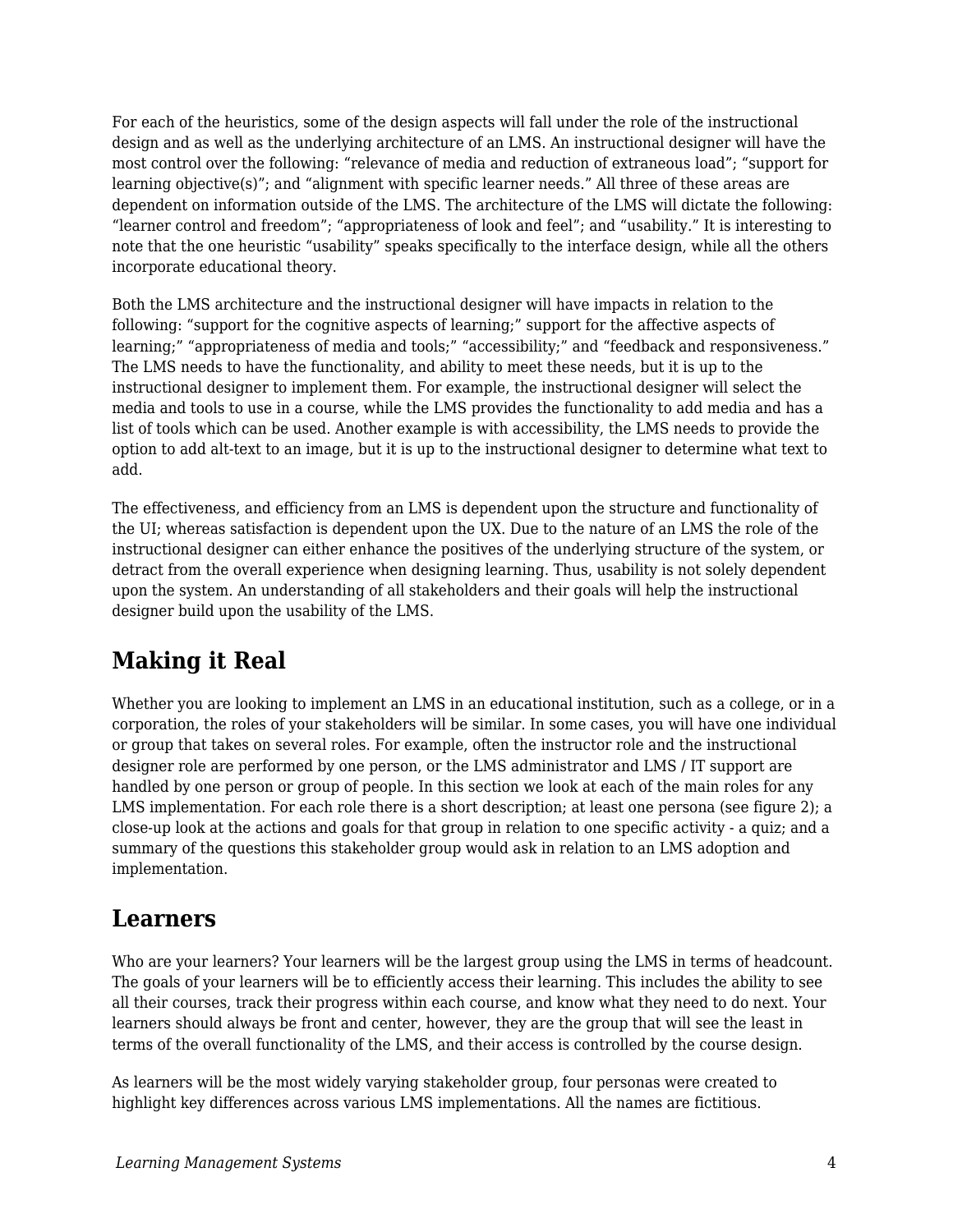For each of the heuristics, some of the design aspects will fall under the role of the instructional design and as well as the underlying architecture of an LMS. An instructional designer will have the most control over the following: “relevance of media and reduction of extraneous load”; “support for learning objective(s)”; and “alignment with specific learner needs.” All three of these areas are dependent on information outside of the LMS. The architecture of the LMS will dictate the following: “learner control and freedom”; “appropriateness of look and feel”; and “usability.” It is interesting to note that the one heuristic “usability” speaks specifically to the interface design, while all the others incorporate educational theory.

Both the LMS architecture and the instructional designer will have impacts in relation to the following: “support for the cognitive aspects of learning;” support for the affective aspects of learning;” “appropriateness of media and tools;” “accessibility;” and “feedback and responsiveness.” The LMS needs to have the functionality, and ability to meet these needs, but it is up to the instructional designer to implement them. For example, the instructional designer will select the media and tools to use in a course, while the LMS provides the functionality to add media and has a list of tools which can be used. Another example is with accessibility, the LMS needs to provide the option to add alt-text to an image, but it is up to the instructional designer to determine what text to add.

The effectiveness, and efficiency from an LMS is dependent upon the structure and functionality of the UI; whereas satisfaction is dependent upon the UX. Due to the nature of an LMS the role of the instructional designer can either enhance the positives of the underlying structure of the system, or detract from the overall experience when designing learning. Thus, usability is not solely dependent upon the system. An understanding of all stakeholders and their goals will help the instructional designer build upon the usability of the LMS.

## Making it Real

Whether you are looking to implement an LMS in an educational institution, such as a college, or in a corporation, the roles of your stakeholders will be similar. In some cases, you will have one individual or group that takes on several roles. For example, often the instructor role and the instructional designer role are performed by one person, or the LMS administrator and LMS / IT support are handled by one person or group of people. In this section we look at each of the main roles for any LMS implementation. For each role there is a short description; at least one persona (see figure 2); a close-up look at the actions and goals for that group in relation to one specific activity - a quiz; and a summary of the questions this stakeholder group would ask in relation to an LMS adoption and implementation.

## Learners

Who are your learners? Your learners will be the largest group using the LMS in terms of headcount. The goals of your learners will be to efficiently access their learning. This includes the ability to see all their courses, track their progress within each course, and know what they need to do next. Your learners should always be front and center, however, they are the group that will see the least in terms of the overall functionality of the LMS, and their access is controlled by the course design.

As learners will be the most widely varying stakeholder group, four personas were created to highlight key differences across various LMS implementations. All the names are fictitious.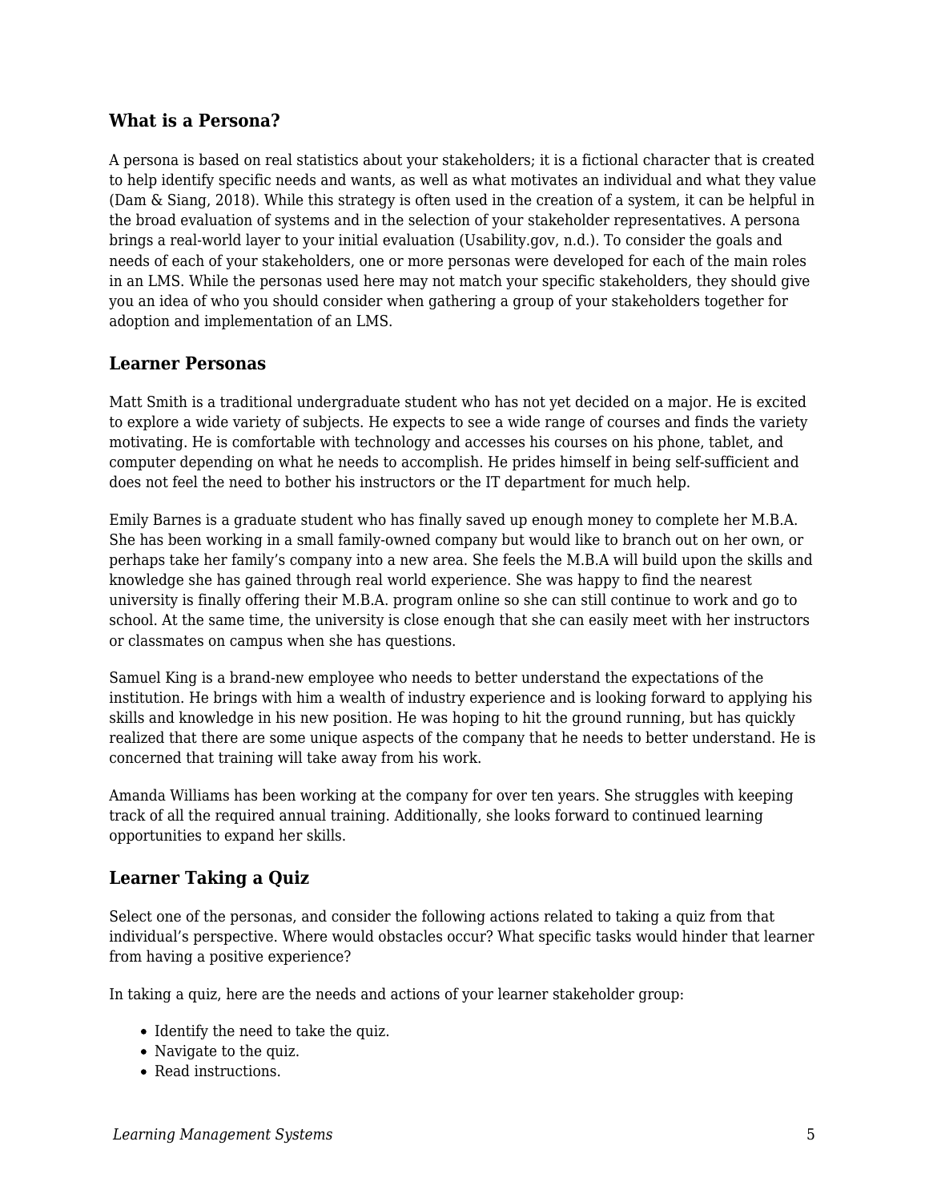### What is a Persona?

A persona is based on real statistics about your stakeholders; it is a fictional character that is created to help identify specific needs and wants, as well as what motivates an individual and what they value (Dam & Siang, 2018). While this strategy is often used in the creation of a system, it can be helpful in the broad evaluation of systems and in the selection of your stakeholder representatives. A persona brings a real-world layer to your initial evaluation (Usability.gov, n.d.). To consider the goals and needs of each of your stakeholders, one or more personas were developed for each of the main roles in an LMS. While the personas used here may not match your specific stakeholders, they should give you an idea of who you should consider when gathering a group of your stakeholders together for adoption and implementation of an LMS.

### Learner Personas

Matt Smith is a traditional undergraduate student who has not yet decided on a major. He is excited to explore a wide variety of subjects. He expects to see a wide range of courses and finds the variety motivating. He is comfortable with technology and accesses his courses on his phone, tablet, and computer depending on what he needs to accomplish. He prides himself in being self-sufficient and does not feel the need to bother his instructors or the IT department for much help.

Emily Barnes is a graduate student who has finally saved up enough money to complete her M.B.A. She has been working in a small family-owned company but would like to branch out on her own, or perhaps take her family's company into a new area. She feels the M.B.A will build upon the skills and knowledge she has gained through real world experience. She was happy to find the nearest university is finally offering their M.B.A. program online so she can still continue to work and go to school. At the same time, the university is close enough that she can easily meet with her instructors or classmates on campus when she has questions.

Samuel King is a brand-new employee who needs to better understand the expectations of the institution. He brings with him a wealth of industry experience and is looking forward to applying his skills and knowledge in his new position. He was hoping to hit the ground running, but has quickly realized that there are some unique aspects of the company that he needs to better understand. He is concerned that training will take away from his work.

Amanda Williams has been working at the company for over ten years. She struggles with keeping track of all the required annual training. Additionally, she looks forward to continued learning opportunities to expand her skills.

### Learner Taking a Quiz

Select one of the personas, and consider the following actions related to taking a quiz from that individual's perspective. Where would obstacles occur? What specific tasks would hinder that learner from having a positive experience?

In taking a quiz, here are the needs and actions of your learner stakeholder group:

- Identify the need to take the quiz.
- Navigate to the quiz.
- Read instructions.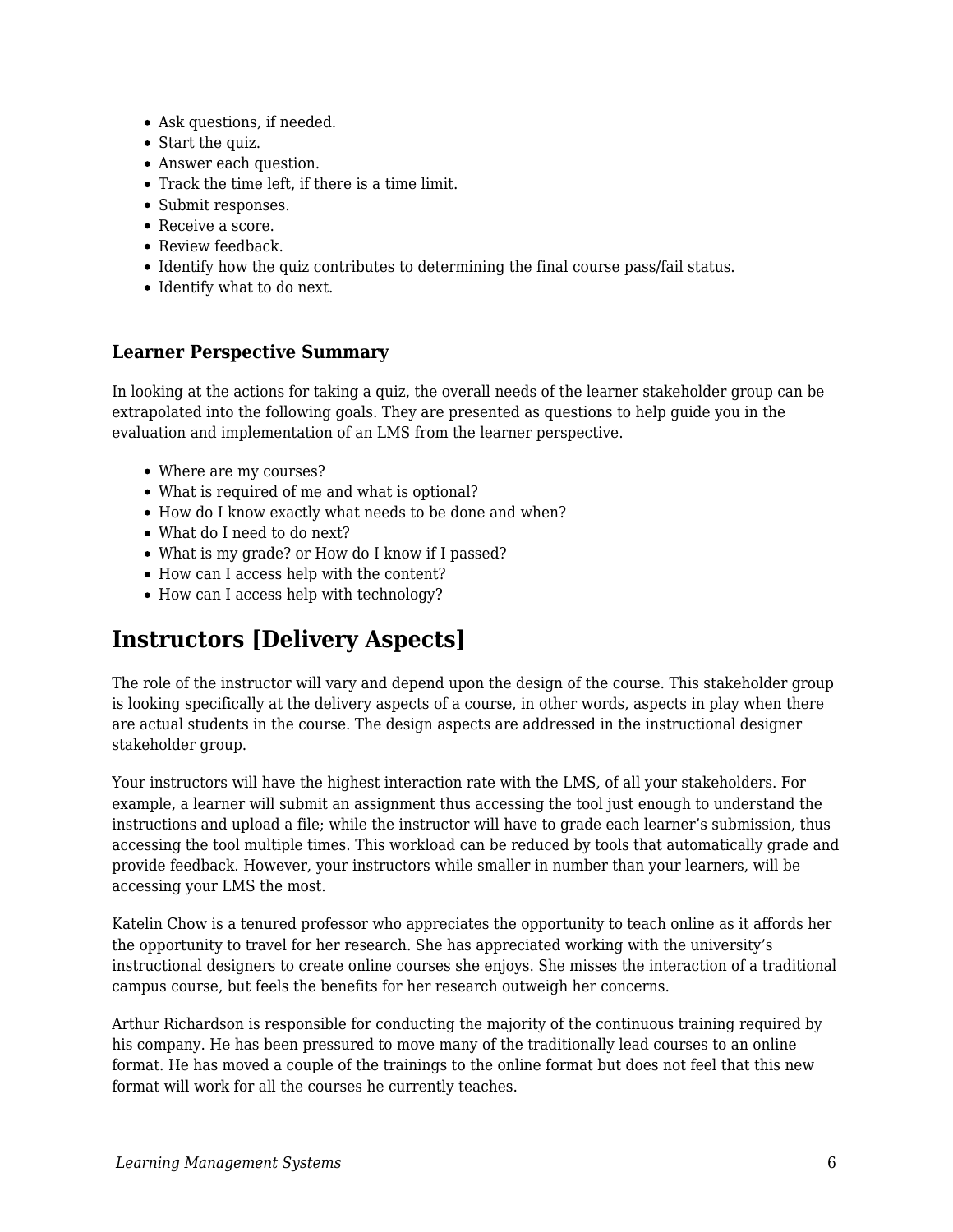- Ask questions, if needed.
- Start the quiz.
- Answer each question.
- Track the time left, if there is a time limit.
- Submit responses.
- Receive a score.
- Review feedback.
- Identify how the quiz contributes to determining the final course pass/fail status.
- Identify what to do next.

### Learner Perspective Summary

In looking at the actions for taking a quiz, the overall needs of the learner stakeholder group can be extrapolated into the following goals. They are presented as questions to help guide you in the evaluation and implementation of an LMS from the learner perspective.

- Where are my courses?
- What is required of me and what is optional?
- How do I know exactly what needs to be done and when?
- What do I need to do next?
- What is my grade? or How do I know if I passed?
- How can I access help with the content?
- How can I access help with technology?

## Instructors [Delivery Aspects]

The role of the instructor will vary and depend upon the design of the course. This stakeholder group is looking specifically at the delivery aspects of a course, in other words, aspects in play when there are actual students in the course. The design aspects are addressed in the instructional designer stakeholder group.

Your instructors will have the highest interaction rate with the LMS, of all your stakeholders. For example, a learner will submit an assignment thus accessing the tool just enough to understand the instructions and upload a file; while the instructor will have to grade each learner's submission, thus accessing the tool multiple times. This workload can be reduced by tools that automatically grade and provide feedback. However, your instructors while smaller in number than your learners, will be accessing your LMS the most.

Katelin Chow is a tenured professor who appreciates the opportunity to teach online as it affords her the opportunity to travel for her research. She has appreciated working with the university's instructional designers to create online courses she enjoys. She misses the interaction of a traditional campus course, but feels the benefits for her research outweigh her concerns.

Arthur Richardson is responsible for conducting the majority of the continuous training required by his company. He has been pressured to move many of the traditionally lead courses to an online format. He has moved a couple of the trainings to the online format but does not feel that this new format will work for all the courses he currently teaches.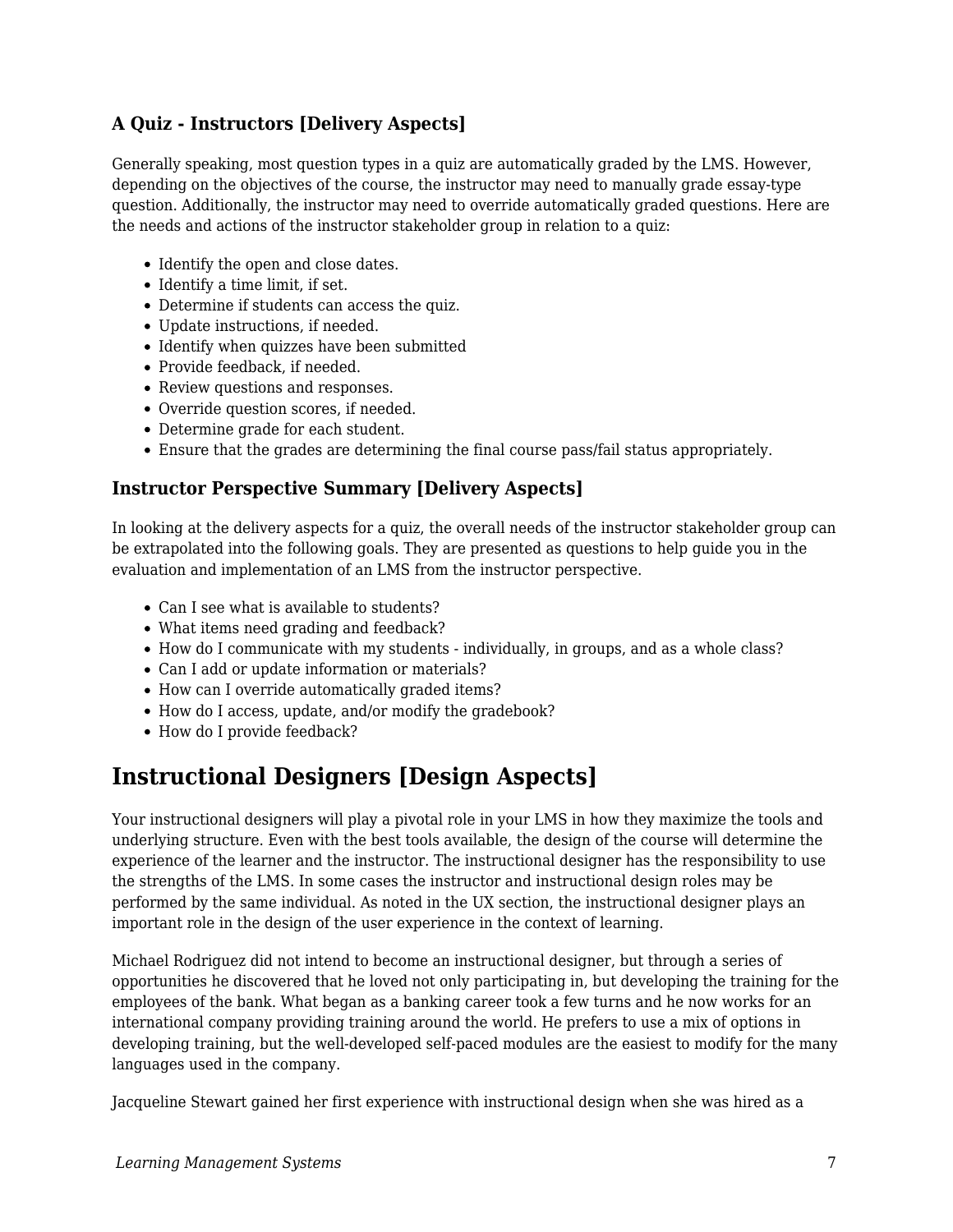### A Quiz - Instructors [Delivery Aspects]

Generally speaking, most question types in a quiz are automatically graded by the LMS. However, depending on the objectives of the course, the instructor may need to manually grade essay-type question. Additionally, the instructor may need to override automatically graded questions. Here are the needs and actions of the instructor stakeholder group in relation to a quiz:

- Identify the open and close dates.
- Identify a time limit, if set.
- Determine if students can access the quiz.
- Update instructions, if needed.
- Identify when quizzes have been submitted
- Provide feedback, if needed.
- Review questions and responses.
- Override question scores, if needed.
- Determine grade for each student.
- Ensure that the grades are determining the final course pass/fail status appropriately.

### Instructor Perspective Summary [Delivery Aspects]

In looking at the delivery aspects for a quiz, the overall needs of the instructor stakeholder group can be extrapolated into the following goals. They are presented as questions to help guide you in the evaluation and implementation of an LMS from the instructor perspective.

- Can I see what is available to students?
- What items need grading and feedback?
- How do I communicate with my students - individually, in groups, and as a whole class?
- Can I add or update information or materials?
- How can I override automatically graded items?
- How do I access, update, and/or modify the gradebook?
- How do I provide feedback?

## Instructional Designers [Design Aspects]

Your instructional designers will play a pivotal role in your LMS in how they maximize the tools and underlying structure. Even with the best tools available, the design of the course will determine the experience of the learner and the instructor. The instructional designer has the responsibility to use the strengths of the LMS. In some cases the instructor and instructional design roles may be performed by the same individual. As noted in the UX section, the instructional designer plays an important role in the design of the user experience in the context of learning.

Michael Rodriguez did not intend to become an instructional designer, but through a series of opportunities he discovered that he loved not only participating in, but developing the training for the employees of the bank. What began as a banking career took a few turns and he now works for an international company providing training around the world. He prefers to use a mix of options in developing training, but the well-developed self-paced modules are the easiest to modify for the many languages used in the company.

Jacqueline Stewart gained her first experience with instructional design when she was hired as a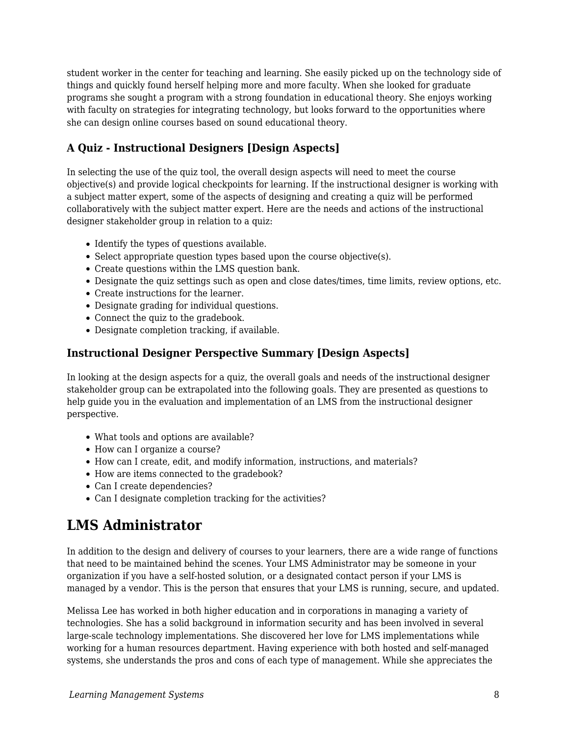student worker in the center for teaching and learning. She easily picked up on the technology side of things and quickly found herself helping more and more faculty. When she looked for graduate programs she sought a program with a strong foundation in educational theory. She enjoys working with faculty on strategies for integrating technology, but looks forward to the opportunities where she can design online courses based on sound educational theory.

### A Quiz - Instructional Designers [Design Aspects]

In selecting the use of the quiz tool, the overall design aspects will need to meet the course objective(s) and provide logical checkpoints for learning. If the instructional designer is working with a subject matter expert, some of the aspects of designing and creating a quiz will be performed collaboratively with the subject matter expert. Here are the needs and actions of the instructional designer stakeholder group in relation to a quiz:

- Identify the types of questions available.
- Select appropriate question types based upon the course objective(s).
- Create questions within the LMS question bank.
- Designate the quiz settings such as open and close dates/times, time limits, review options, etc.
- Create instructions for the learner.
- Designate grading for individual questions.
- Connect the quiz to the gradebook.
- Designate completion tracking, if available.

### Instructional Designer Perspective Summary [Design Aspects]

In looking at the design aspects for a quiz, the overall goals and needs of the instructional designer stakeholder group can be extrapolated into the following goals. They are presented as questions to help guide you in the evaluation and implementation of an LMS from the instructional designer perspective.

- What tools and options are available?
- How can I organize a course?
- How can I create, edit, and modify information, instructions, and materials?
- How are items connected to the gradebook?
- Can I create dependencies?
- Can I designate completion tracking for the activities?

## LMS Administrator

In addition to the design and delivery of courses to your learners, there are a wide range of functions that need to be maintained behind the scenes. Your LMS Administrator may be someone in your organization if you have a self-hosted solution, or a designated contact person if your LMS is managed by a vendor. This is the person that ensures that your LMS is running, secure, and updated.

Melissa Lee has worked in both higher education and in corporations in managing a variety of technologies. She has a solid background in information security and has been involved in several large-scale technology implementations. She discovered her love for LMS implementations while working for a human resources department. Having experience with both hosted and self-managed systems, she understands the pros and cons of each type of management. While she appreciates the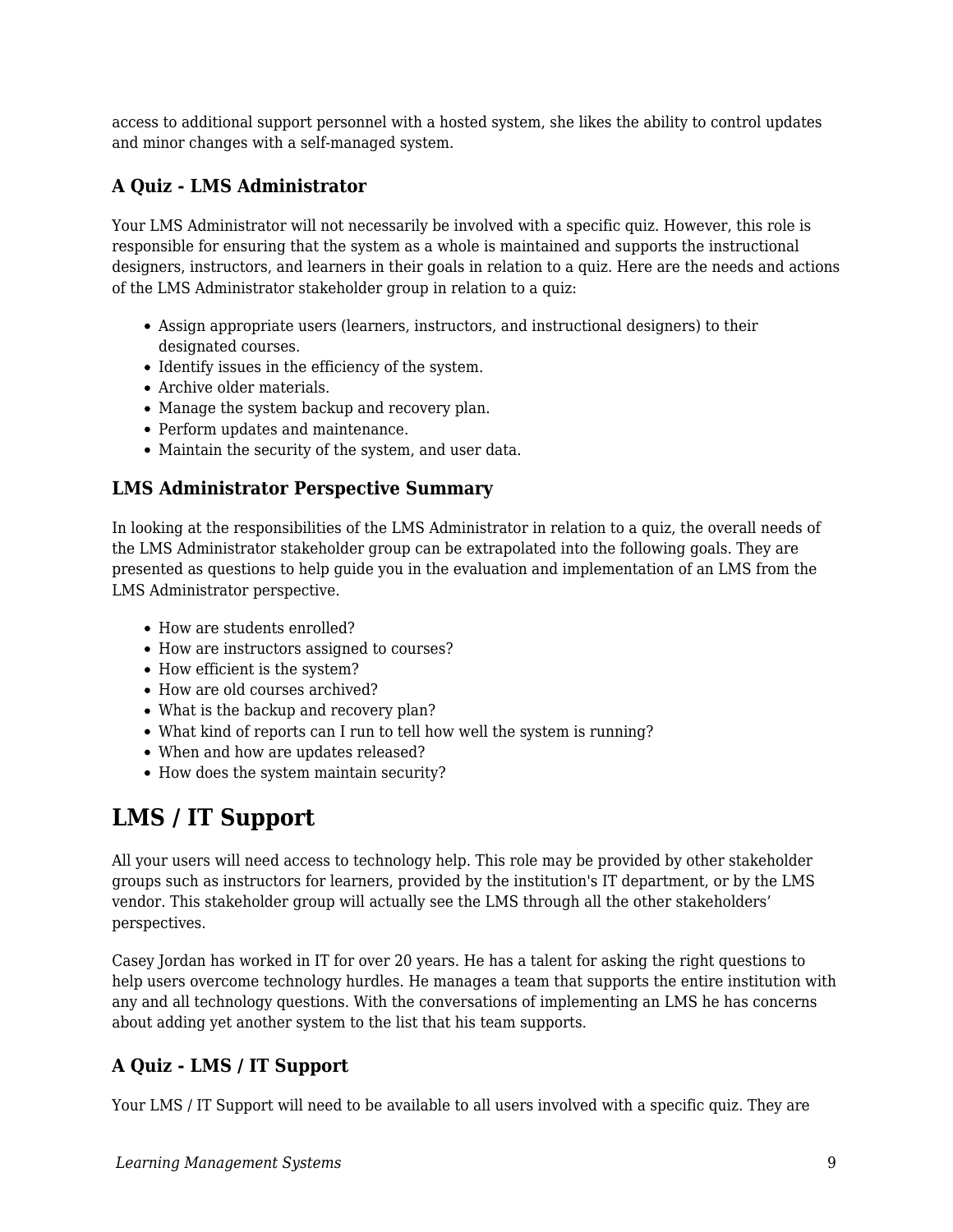access to additional support personnel with a hosted system, she likes the ability to control updates and minor changes with a self-managed system.

### A Quiz - LMS Administrator

Your LMS Administrator will not necessarily be involved with a specific quiz. However, this role is responsible for ensuring that the system as a whole is maintained and supports the instructional designers, instructors, and learners in their goals in relation to a quiz. Here are the needs and actions of the LMS Administrator stakeholder group in relation to a quiz:

- Assign appropriate users (learners, instructors, and instructional designers) to their designated courses.
- Identify issues in the efficiency of the system.
- Archive older materials.
- Manage the system backup and recovery plan.
- Perform updates and maintenance.
- Maintain the security of the system, and user data.

### LMS Administrator Perspective Summary

In looking at the responsibilities of the LMS Administrator in relation to a quiz, the overall needs of the LMS Administrator stakeholder group can be extrapolated into the following goals. They are presented as questions to help guide you in the evaluation and implementation of an LMS from the LMS Administrator perspective.

- How are students enrolled?
- How are instructors assigned to courses?
- How efficient is the system?
- How are old courses archived?
- What is the backup and recovery plan?
- What kind of reports can I run to tell how well the system is running?
- When and how are updates released?
- How does the system maintain security?

## LMS / IT Support

All your users will need access to technology help. This role may be provided by other stakeholder groups such as instructors for learners, provided by the institution's IT department, or by the LMS vendor. This stakeholder group will actually see the LMS through all the other stakeholders' perspectives.

Casey Jordan has worked in IT for over 20 years. He has a talent for asking the right questions to help users overcome technology hurdles. He manages a team that supports the entire institution with any and all technology questions. With the conversations of implementing an LMS he has concerns about adding yet another system to the list that his team supports.

### A Quiz - LMS / IT Support

Your LMS / IT Support will need to be available to all users involved with a specific quiz. They are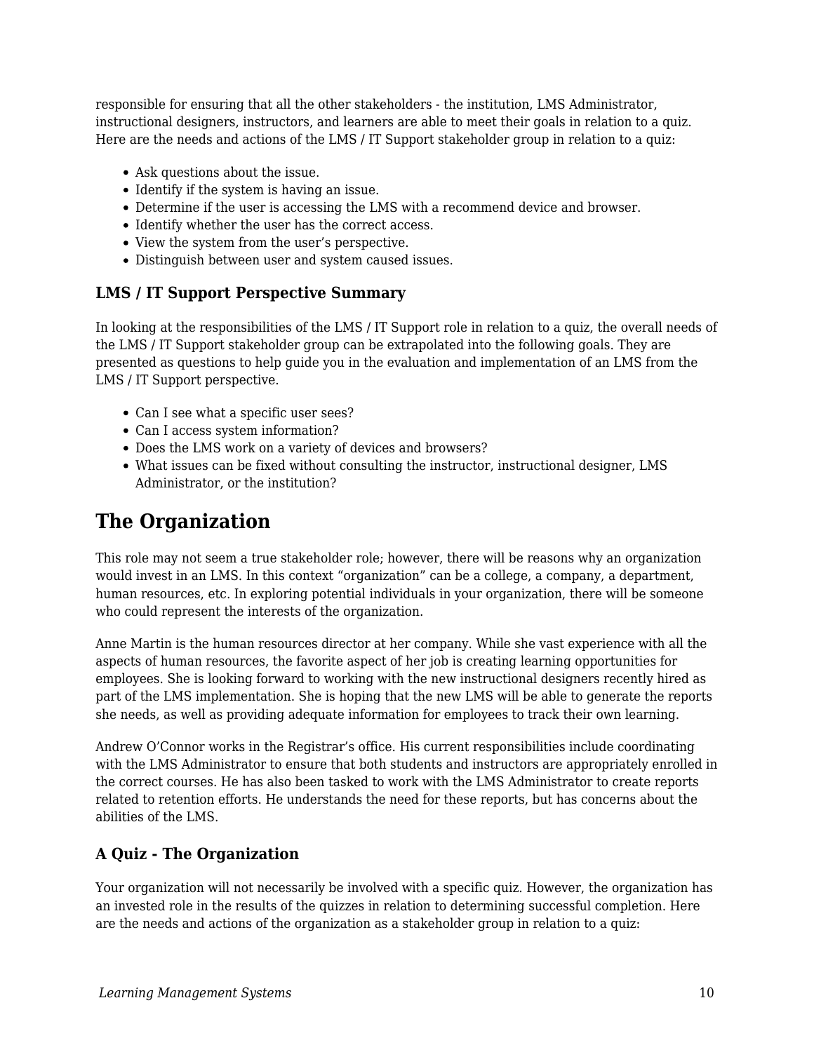responsible for ensuring that all the other stakeholders - the institution, LMS Administrator, instructional designers, instructors, and learners are able to meet their goals in relation to a quiz. Here are the needs and actions of the LMS / IT Support stakeholder group in relation to a quiz:

- Ask questions about the issue.
- Identify if the system is having an issue.
- Determine if the user is accessing the LMS with a recommend device and browser.
- Identify whether the user has the correct access.
- View the system from the user's perspective.
- Distinguish between user and system caused issues.

### LMS / IT Support Perspective Summary

In looking at the responsibilities of the LMS / IT Support role in relation to a quiz, the overall needs of the LMS / IT Support stakeholder group can be extrapolated into the following goals. They are presented as questions to help guide you in the evaluation and implementation of an LMS from the LMS / IT Support perspective.

- Can I see what a specific user sees?
- Can I access system information?
- Does the LMS work on a variety of devices and browsers?
- What issues can be fixed without consulting the instructor, instructional designer, LMS Administrator, or the institution?

## The Organization

This role may not seem a true stakeholder role; however, there will be reasons why an organization would invest in an LMS. In this context "organization" can be a college, a company, a department, human resources, etc. In exploring potential individuals in your organization, there will be someone who could represent the interests of the organization.

Anne Martin is the human resources director at her company. While she vast experience with all the aspects of human resources, the favorite aspect of her job is creating learning opportunities for employees. She is looking forward to working with the new instructional designers recently hired as part of the LMS implementation. She is hoping that the new LMS will be able to generate the reports she needs, as well as providing adequate information for employees to track their own learning.

Andrew O'Connor works in the Registrar's office. His current responsibilities include coordinating with the LMS Administrator to ensure that both students and instructors are appropriately enrolled in the correct courses. He has also been tasked to work with the LMS Administrator to create reports related to retention efforts. He understands the need for these reports, but has concerns about the abilities of the LMS.

### A Quiz - The Organization

Your organization will not necessarily be involved with a specific quiz. However, the organization has an invested role in the results of the quizzes in relation to determining successful completion. Here are the needs and actions of the organization as a stakeholder group in relation to a quiz: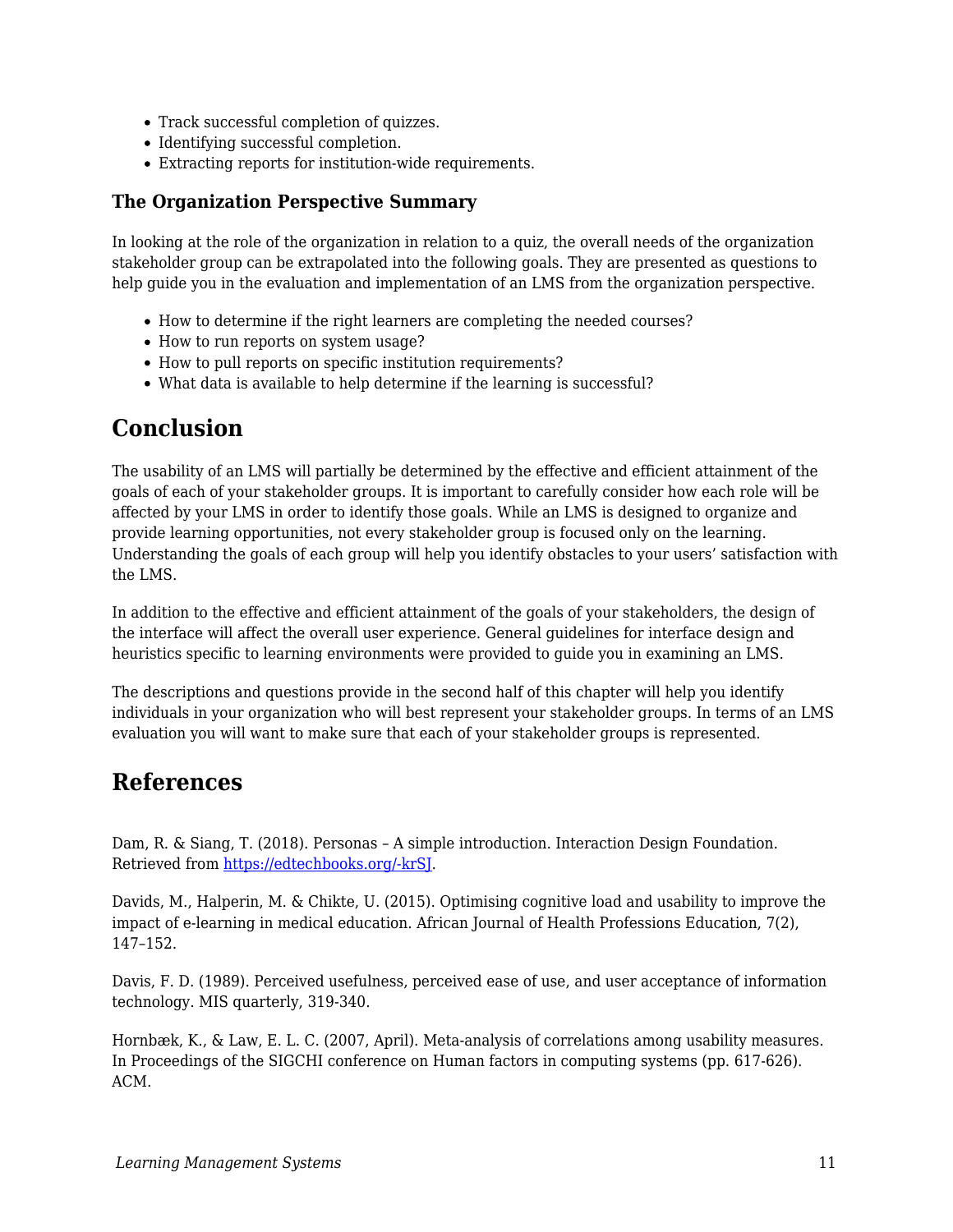- Track successful completion of quizzes.
- Identifying successful completion.
- Extracting reports for institution-wide requirements.

### The Organization Perspective Summary

In looking at the role of the organization in relation to a quiz, the overall needs of the organization stakeholder group can be extrapolated into the following goals. They are presented as questions to help guide you in the evaluation and implementation of an LMS from the organization perspective.

- How to determine if the right learners are completing the needed courses?
- How to run reports on system usage?
- How to pull reports on specific institution requirements?
- What data is available to help determine if the learning is successful?

## Conclusion

The usability of an LMS will partially be determined by the effective and efficient attainment of the goals of each of your stakeholder groups. It is important to carefully consider how each role will be affected by your LMS in order to identify those goals. While an LMS is designed to organize and provide learning opportunities, not every stakeholder group is focused only on the learning. Understanding the goals of each group will help you identify obstacles to your users' satisfaction with the LMS.

In addition to the effective and efficient attainment of the goals of your stakeholders, the design of the interface will affect the overall user experience. General guidelines for interface design and heuristics specific to learning environments were provided to guide you in examining an LMS.

The descriptions and questions provide in the second half of this chapter will help you identify individuals in your organization who will best represent your stakeholder groups. In terms of an LMS evaluation you will want to make sure that each of your stakeholder groups is represented.

## References

Dam, R. & Siang, T. (2018). Personas – A simple introduction. Interaction Design Foundation. Retrieved from [https://edtechbooks.org/-krSJ](https://edtechbooks.org/-krSJ).

Davids, M., Halperin, M. & Chikte, U. (2015). Optimising cognitive load and usability to improve the impact of e-learning in medical education. African Journal of Health Professions Education, 7(2), 147–152.

Davis, F. D. (1989). Perceived usefulness, perceived ease of use, and user acceptance of information technology. MIS quarterly, 319-340.

Hornbæk, K., & Law, E. L. C. (2007, April). Meta-analysis of correlations among usability measures. In Proceedings of the SIGCHI conference on Human factors in computing systems (pp. 617-626). ACM.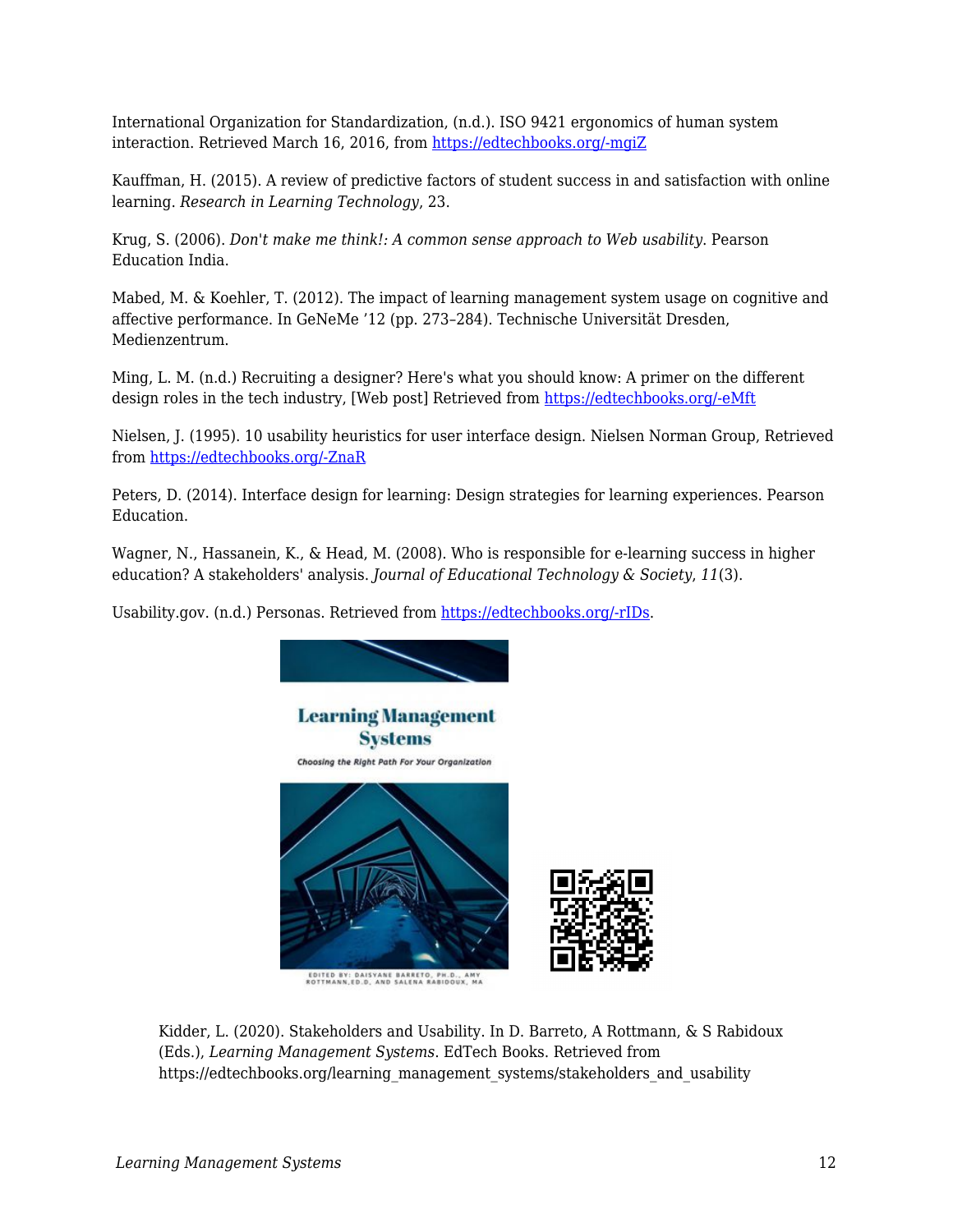International Organization for Standardization, (n.d.). ISO 9421 ergonomics of human system interaction. Retrieved March 16, 2016, from https://edtechbooks.org/-mgiZ

Kauffman, H. (2015). A review of predictive factors of student success in and satisfaction with online learning. *Research in Learning Technology*, 23.

Krug, S. (2006). *Don't make me think!: A common sense approach to Web usability*. Pearson Education India.

Mabed, M. & Koehler, T. (2012). The impact of learning management system usage on cognitive and affective performance. In GeNeMe '12 (pp. 273–284). Technische Universität Dresden, Medienzentrum.

Ming, L. M. (n.d.) Recruiting a designer? Here's what you should know: A primer on the different design roles in the tech industry, [Web post] Retrieved from https://edtechbooks.org/-eMft

Nielsen, J. (1995). 10 usability heuristics for user interface design. Nielsen Norman Group, Retrieved from https://edtechbooks.org/-ZnaR

Peters, D. (2014). Interface design for learning: Design strategies for learning experiences. Pearson Education.

Wagner, N., Hassanein, K., & Head, M. (2008). Who is responsible for e-learning success in higher education? A stakeholders' analysis. *Journal of Educational Technology & Society*, *11*(3).

Usability.gov. (n.d.) Personas. Retrieved from https://edtechbooks.org/-rIDs.

Kidder, L. (2020). Stakeholders and Usability. In D. Barreto, A Rottmann, & S Rabidoux (Eds.), *Learning Management Systems*. EdTech Books. Retrieved from https://edtechbooks.org/learning_management_systems/stakeholders_and_usability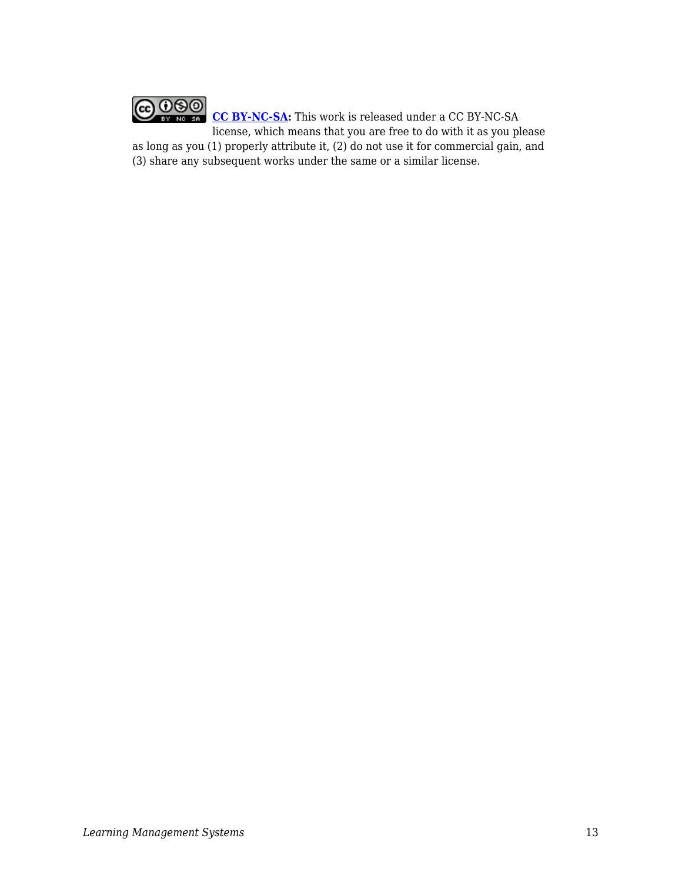**CC BY-NC-SA:** This work is released under a CC BY-NC-SA license, which means that you are free to do with it as you please as long as you (1) properly attribute it, (2) do not use it for commercial gain, and (3) share any subsequent works under the same or a similar license.